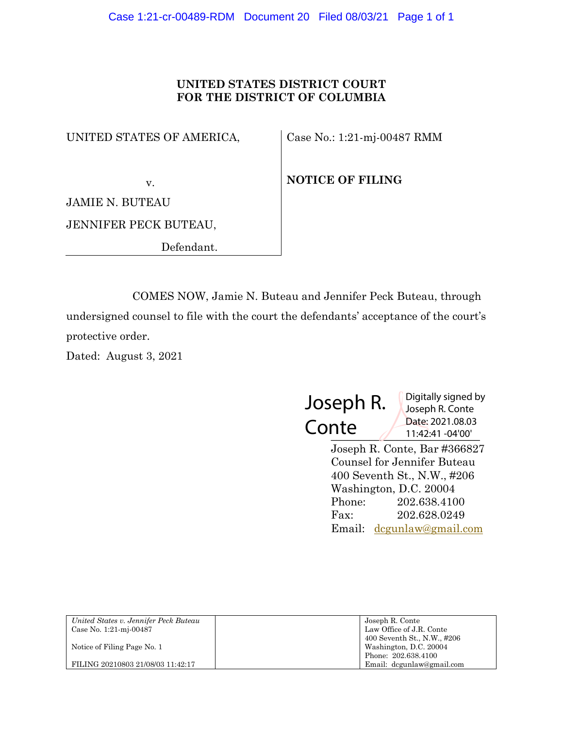**UNITED STATES DISTRICT COURT**
**FOR THE DISTRICT OF COLUMBIA**

| | |
|---|---|
| UNITED STATES OF AMERICA,<br><br>v.<br><br>JAMIE N. BUTEAU<br><br>JENNIFER PECK BUTEAU,<br><br>Defendant. | Case No.: 1:21-mj-00487 RMM<br><br>**NOTICE OF FILING** |

COMES NOW, Jamie N. Buteau and Jennifer Peck Buteau, through undersigned counsel to file with the court the defendants' acceptance of the court's protective order.

Dated: August 3, 2021

Joseph R. Conte — Digitally signed by Joseph R. Conte Date: 2021.08.03 11:42:41 -04'00'

Joseph R. Conte, Bar #366827
Counsel for Jennifer Buteau
400 Seventh St., N.W., #206
Washington, D.C. 20004
Phone: 202.638.4100
Fax: 202.628.0249
Email: dcgunlaw@gmail.com

| | | |
|---|---|---|
| *United States v. Jennifer Peck Buteau*<br>Case No. 1:21-mj-00487<br><br>Notice of Filing Page No. 1<br><br>FILING 20210803 21/08/03 11:42:17 | | Joseph R. Conte<br>Law Office of J.R. Conte<br>400 Seventh St., N.W., #206<br>Washington, D.C. 20004<br>Phone: 202.638.4100<br>Email: dcgunlaw@gmail.com |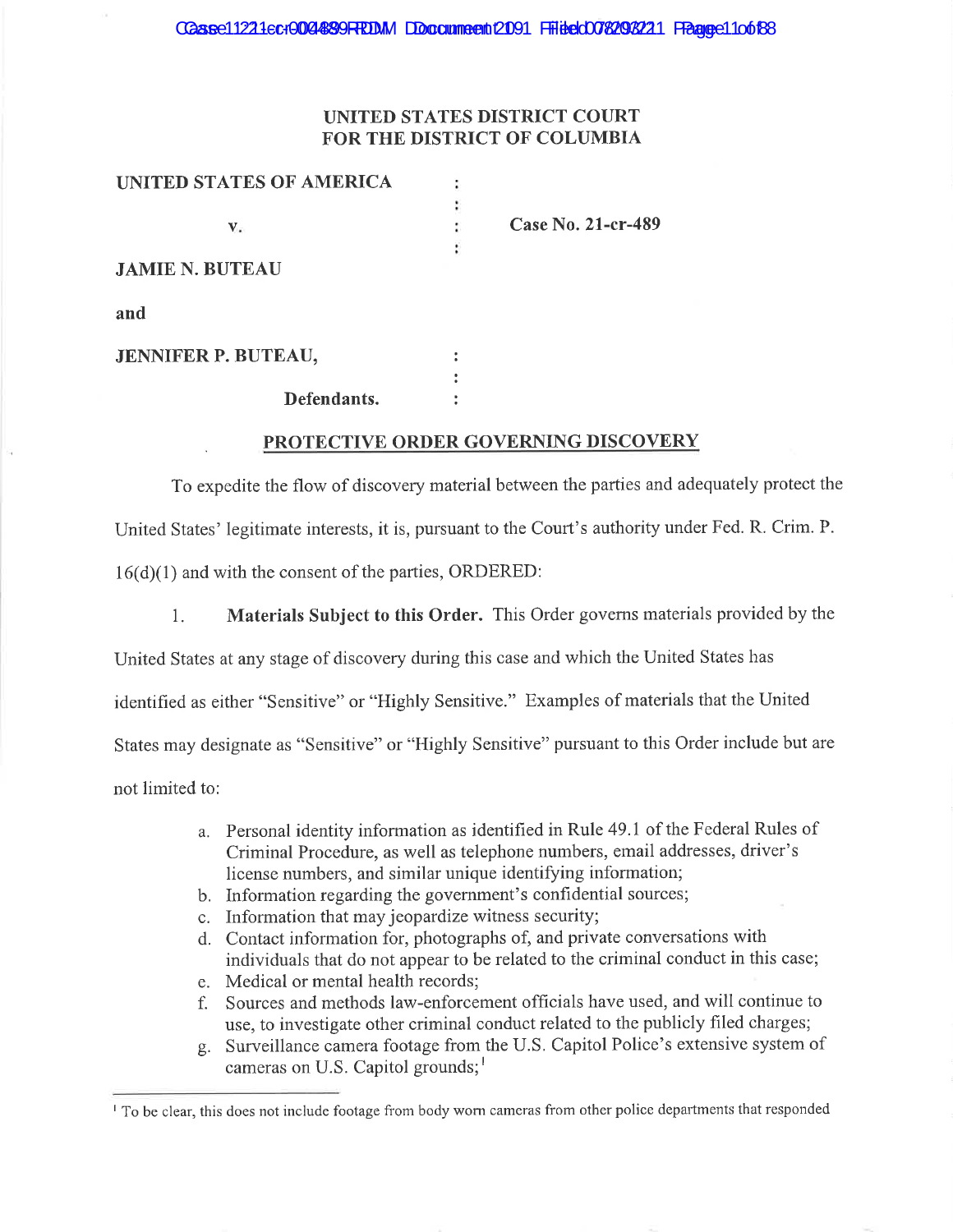UNITED STATES DISTRICT COURT
FOR THE DISTRICT OF COLUMBIA

UNITED STATES OF AMERICA :
:
v. : **Case No. 21-cr-489**
:

JAMIE N. BUTEAU

and

JENNIFER P. BUTEAU, :
:
Defendants. :

## PROTECTIVE ORDER GOVERNING DISCOVERY

To expedite the flow of discovery material between the parties and adequately protect the United States' legitimate interests, it is, pursuant to the Court's authority under Fed. R. Crim. P. 16(d)(1) and with the consent of the parties, ORDERED:

1. **Materials Subject to this Order.** This Order governs materials provided by the United States at any stage of discovery during this case and which the United States has identified as either "Sensitive" or "Highly Sensitive." Examples of materials that the United States may designate as "Sensitive" or "Highly Sensitive" pursuant to this Order include but are not limited to:

   a. Personal identity information as identified in Rule 49.1 of the Federal Rules of Criminal Procedure, as well as telephone numbers, email addresses, driver's license numbers, and similar unique identifying information;
   b. Information regarding the government's confidential sources;
   c. Information that may jeopardize witness security;
   d. Contact information for, photographs of, and private conversations with individuals that do not appear to be related to the criminal conduct in this case;
   e. Medical or mental health records;
   f. Sources and methods law-enforcement officials have used, and will continue to use, to investigate other criminal conduct related to the publicly filed charges;
   g. Surveillance camera footage from the U.S. Capitol Police's extensive system of cameras on U.S. Capitol grounds;[1]

[1] To be clear, this does not include footage from body worn cameras from other police departments that responded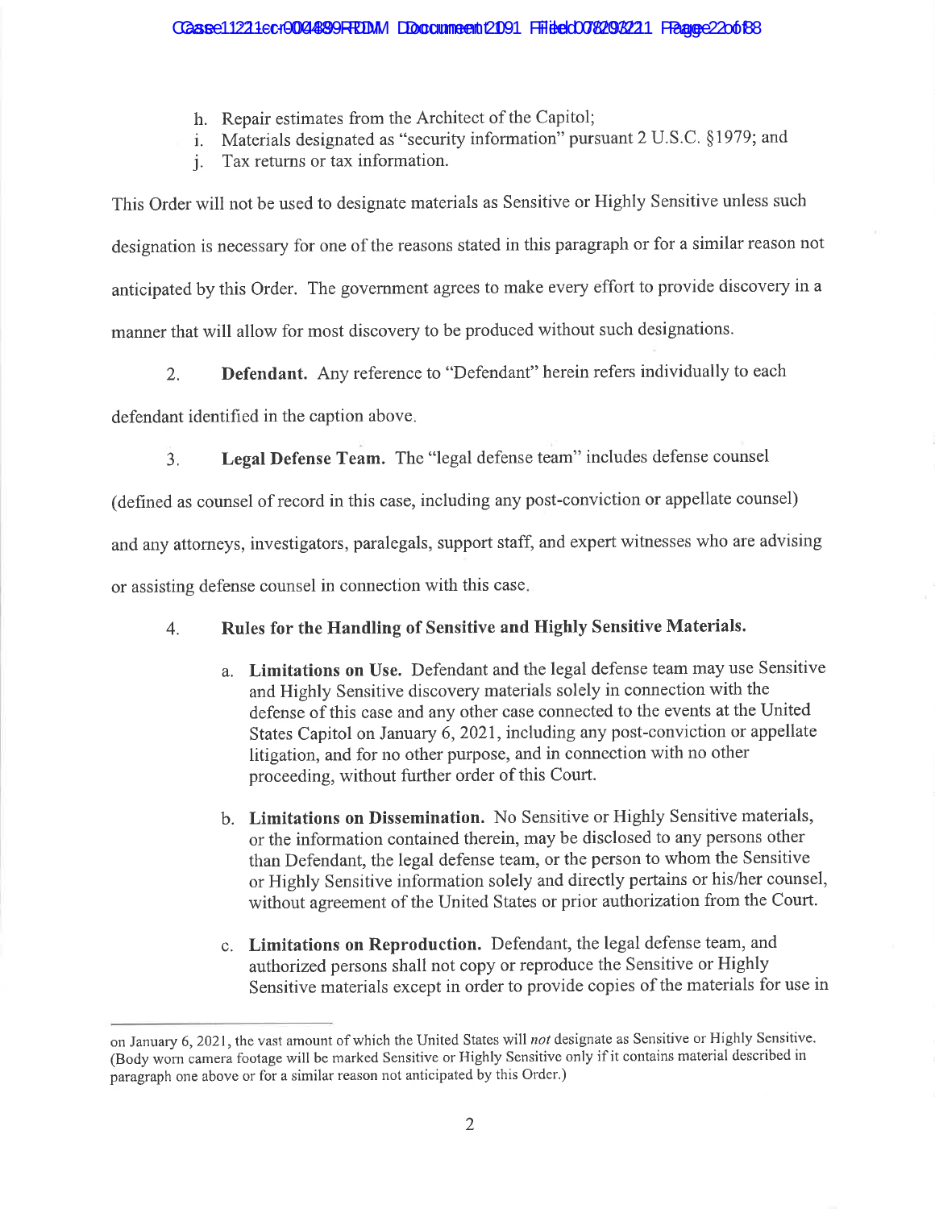h. Repair estimates from the Architect of the Capitol;
i. Materials designated as "security information" pursuant 2 U.S.C. §1979; and
j. Tax returns or tax information.

This Order will not be used to designate materials as Sensitive or Highly Sensitive unless such designation is necessary for one of the reasons stated in this paragraph or for a similar reason not anticipated by this Order. The government agrees to make every effort to provide discovery in a manner that will allow for most discovery to be produced without such designations.

2. **Defendant.** Any reference to "Defendant" herein refers individually to each defendant identified in the caption above.

3. **Legal Defense Team.** The "legal defense team" includes defense counsel (defined as counsel of record in this case, including any post-conviction or appellate counsel) and any attorneys, investigators, paralegals, support staff, and expert witnesses who are advising or assisting defense counsel in connection with this case.

4. **Rules for the Handling of Sensitive and Highly Sensitive Materials.**

   a. **Limitations on Use.** Defendant and the legal defense team may use Sensitive and Highly Sensitive discovery materials solely in connection with the defense of this case and any other case connected to the events at the United States Capitol on January 6, 2021, including any post-conviction or appellate litigation, and for no other purpose, and in connection with no other proceeding, without further order of this Court.

   b. **Limitations on Dissemination.** No Sensitive or Highly Sensitive materials, or the information contained therein, may be disclosed to any persons other than Defendant, the legal defense team, or the person to whom the Sensitive or Highly Sensitive information solely and directly pertains or his/her counsel, without agreement of the United States or prior authorization from the Court.

   c. **Limitations on Reproduction.** Defendant, the legal defense team, and authorized persons shall not copy or reproduce the Sensitive or Highly Sensitive materials except in order to provide copies of the materials for use in

---

on January 6, 2021, the vast amount of which the United States will *not* designate as Sensitive or Highly Sensitive. (Body worn camera footage will be marked Sensitive or Highly Sensitive only if it contains material described in paragraph one above or for a similar reason not anticipated by this Order.)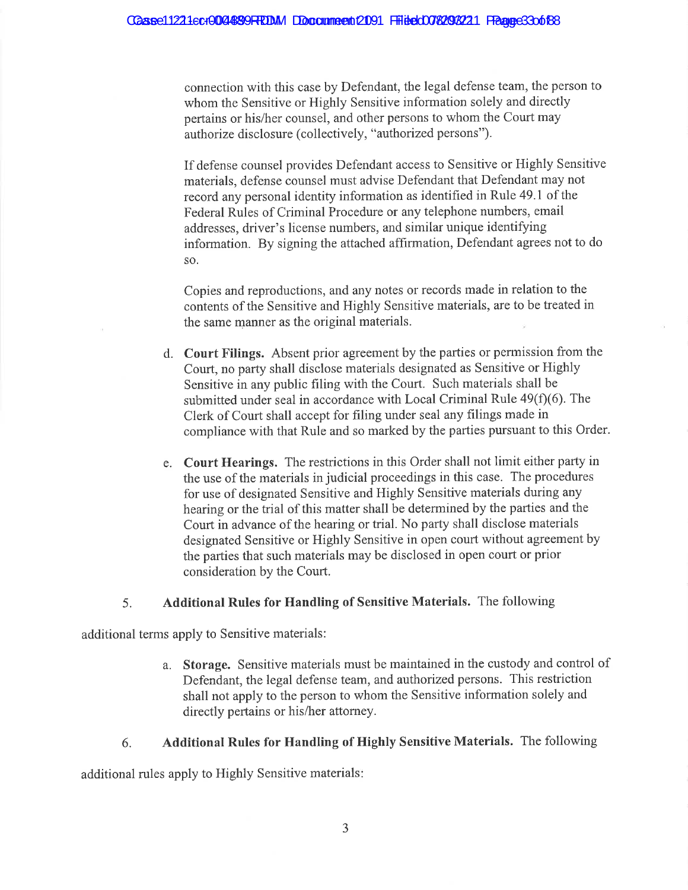connection with this case by Defendant, the legal defense team, the person to whom the Sensitive or Highly Sensitive information solely and directly pertains or his/her counsel, and other persons to whom the Court may authorize disclosure (collectively, "authorized persons").

If defense counsel provides Defendant access to Sensitive or Highly Sensitive materials, defense counsel must advise Defendant that Defendant may not record any personal identity information as identified in Rule 49.1 of the Federal Rules of Criminal Procedure or any telephone numbers, email addresses, driver's license numbers, and similar unique identifying information. By signing the attached affirmation, Defendant agrees not to do so.

Copies and reproductions, and any notes or records made in relation to the contents of the Sensitive and Highly Sensitive materials, are to be treated in the same manner as the original materials.

d. **Court Filings.** Absent prior agreement by the parties or permission from the Court, no party shall disclose materials designated as Sensitive or Highly Sensitive in any public filing with the Court. Such materials shall be submitted under seal in accordance with Local Criminal Rule 49(f)(6). The Clerk of Court shall accept for filing under seal any filings made in compliance with that Rule and so marked by the parties pursuant to this Order.

e. **Court Hearings.** The restrictions in this Order shall not limit either party in the use of the materials in judicial proceedings in this case. The procedures for use of designated Sensitive and Highly Sensitive materials during any hearing or the trial of this matter shall be determined by the parties and the Court in advance of the hearing or trial. No party shall disclose materials designated Sensitive or Highly Sensitive in open court without agreement by the parties that such materials may be disclosed in open court or prior consideration by the Court.

5. **Additional Rules for Handling of Sensitive Materials.** The following additional terms apply to Sensitive materials:

a. **Storage.** Sensitive materials must be maintained in the custody and control of Defendant, the legal defense team, and authorized persons. This restriction shall not apply to the person to whom the Sensitive information solely and directly pertains or his/her attorney.

6. **Additional Rules for Handling of Highly Sensitive Materials.** The following additional rules apply to Highly Sensitive materials: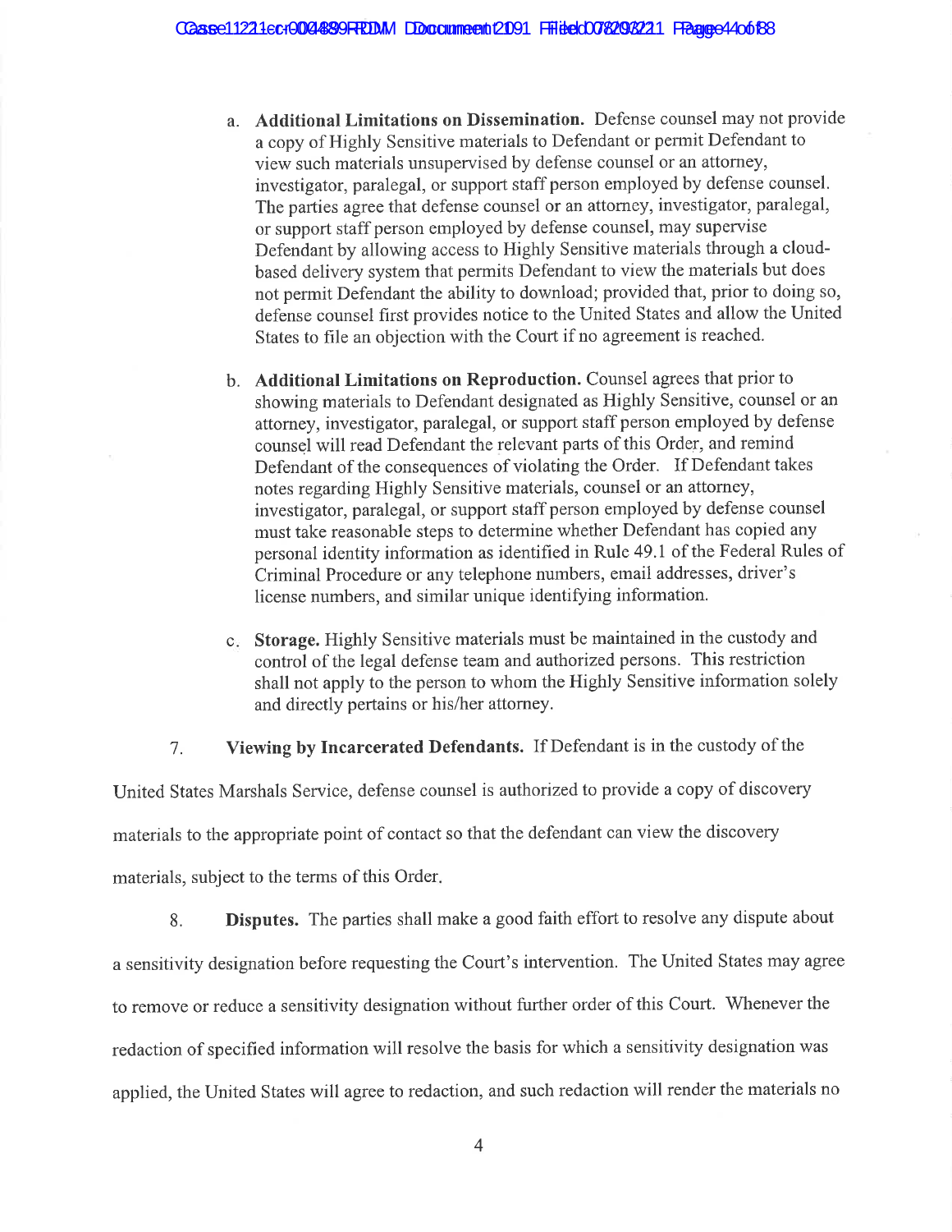a. **Additional Limitations on Dissemination.** Defense counsel may not provide a copy of Highly Sensitive materials to Defendant or permit Defendant to view such materials unsupervised by defense counsel or an attorney, investigator, paralegal, or support staff person employed by defense counsel. The parties agree that defense counsel or an attorney, investigator, paralegal, or support staff person employed by defense counsel, may supervise Defendant by allowing access to Highly Sensitive materials through a cloud-based delivery system that permits Defendant to view the materials but does not permit Defendant the ability to download; provided that, prior to doing so, defense counsel first provides notice to the United States and allow the United States to file an objection with the Court if no agreement is reached.

b. **Additional Limitations on Reproduction.** Counsel agrees that prior to showing materials to Defendant designated as Highly Sensitive, counsel or an attorney, investigator, paralegal, or support staff person employed by defense counsel will read Defendant the relevant parts of this Order, and remind Defendant of the consequences of violating the Order. If Defendant takes notes regarding Highly Sensitive materials, counsel or an attorney, investigator, paralegal, or support staff person employed by defense counsel must take reasonable steps to determine whether Defendant has copied any personal identity information as identified in Rule 49.1 of the Federal Rules of Criminal Procedure or any telephone numbers, email addresses, driver's license numbers, and similar unique identifying information.

c. **Storage.** Highly Sensitive materials must be maintained in the custody and control of the legal defense team and authorized persons. This restriction shall not apply to the person to whom the Highly Sensitive information solely and directly pertains or his/her attorney.

7. **Viewing by Incarcerated Defendants.** If Defendant is in the custody of the United States Marshals Service, defense counsel is authorized to provide a copy of discovery materials to the appropriate point of contact so that the defendant can view the discovery materials, subject to the terms of this Order.

8. **Disputes.** The parties shall make a good faith effort to resolve any dispute about a sensitivity designation before requesting the Court's intervention. The United States may agree to remove or reduce a sensitivity designation without further order of this Court. Whenever the redaction of specified information will resolve the basis for which a sensitivity designation was applied, the United States will agree to redaction, and such redaction will render the materials no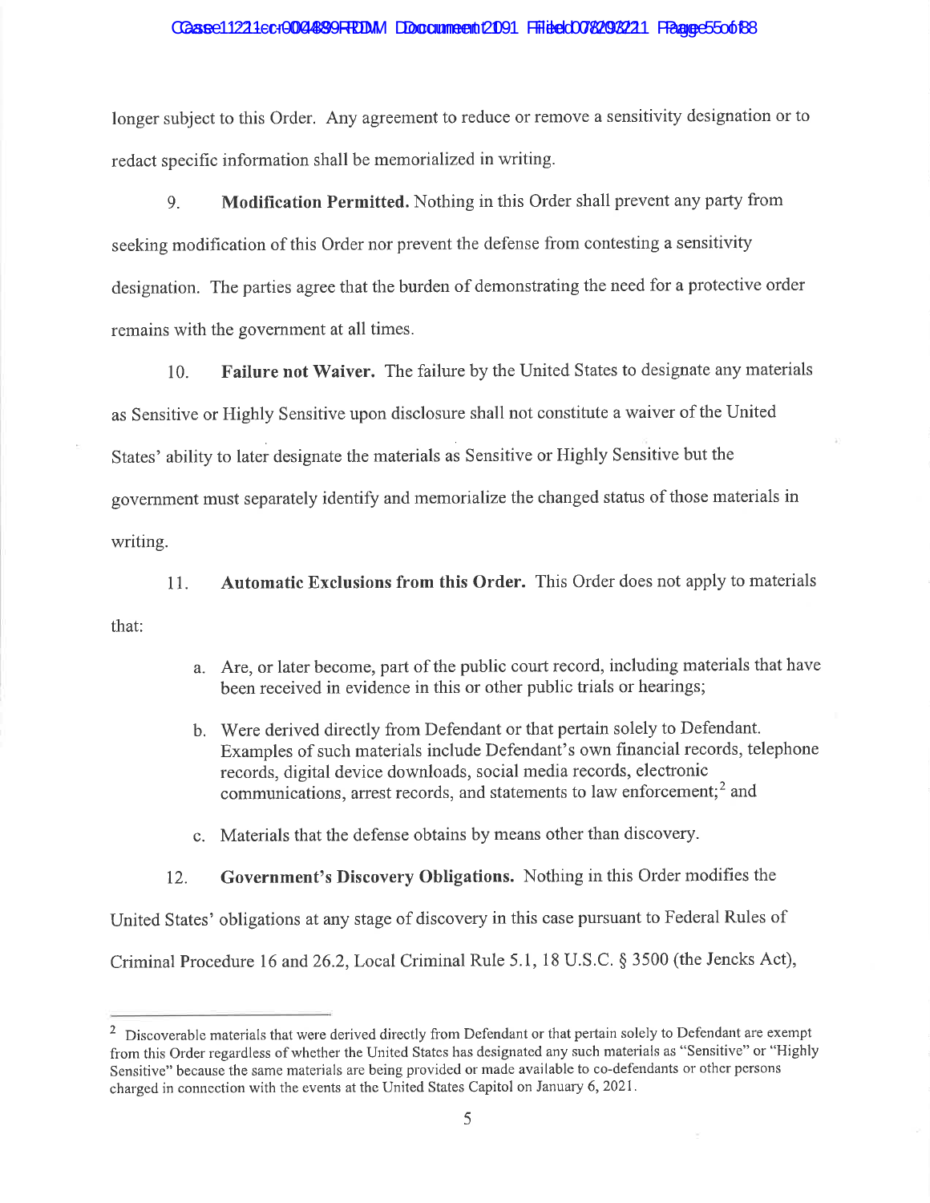longer subject to this Order. Any agreement to reduce or remove a sensitivity designation or to redact specific information shall be memorialized in writing.

9. **Modification Permitted.** Nothing in this Order shall prevent any party from seeking modification of this Order nor prevent the defense from contesting a sensitivity designation. The parties agree that the burden of demonstrating the need for a protective order remains with the government at all times.

10. **Failure not Waiver.** The failure by the United States to designate any materials as Sensitive or Highly Sensitive upon disclosure shall not constitute a waiver of the United States' ability to later designate the materials as Sensitive or Highly Sensitive but the government must separately identify and memorialize the changed status of those materials in writing.

11. **Automatic Exclusions from this Order.** This Order does not apply to materials that:

a. Are, or later become, part of the public court record, including materials that have been received in evidence in this or other public trials or hearings;

b. Were derived directly from Defendant or that pertain solely to Defendant. Examples of such materials include Defendant's own financial records, telephone records, digital device downloads, social media records, electronic communications, arrest records, and statements to law enforcement;[2] and

c. Materials that the defense obtains by means other than discovery.

12. **Government's Discovery Obligations.** Nothing in this Order modifies the United States' obligations at any stage of discovery in this case pursuant to Federal Rules of Criminal Procedure 16 and 26.2, Local Criminal Rule 5.1, 18 U.S.C. § 3500 (the Jencks Act),

---

[2] Discoverable materials that were derived directly from Defendant or that pertain solely to Defendant are exempt from this Order regardless of whether the United States has designated any such materials as "Sensitive" or "Highly Sensitive" because the same materials are being provided or made available to co-defendants or other persons charged in connection with the events at the United States Capitol on January 6, 2021.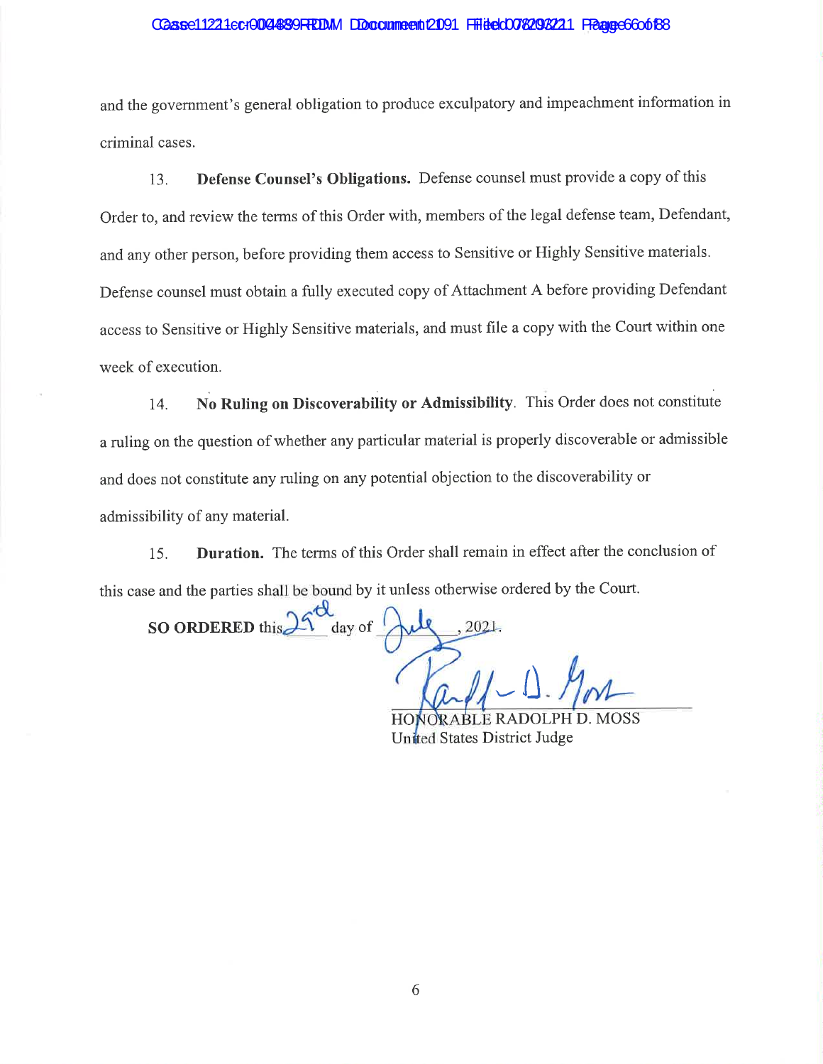and the government's general obligation to produce exculpatory and impeachment information in criminal cases.

13. **Defense Counsel's Obligations.** Defense counsel must provide a copy of this Order to, and review the terms of this Order with, members of the legal defense team, Defendant, and any other person, before providing them access to Sensitive or Highly Sensitive materials. Defense counsel must obtain a fully executed copy of Attachment A before providing Defendant access to Sensitive or Highly Sensitive materials, and must file a copy with the Court within one week of execution.

14. **No Ruling on Discoverability or Admissibility**. This Order does not constitute a ruling on the question of whether any particular material is properly discoverable or admissible and does not constitute any ruling on any potential objection to the discoverability or admissibility of any material.

15. **Duration.** The terms of this Order shall remain in effect after the conclusion of this case and the parties shall be bound by it unless otherwise ordered by the Court.

**SO ORDERED** this 29th day of July, 2021.

HONORABLE RADOLPH D. MOSS
United States District Judge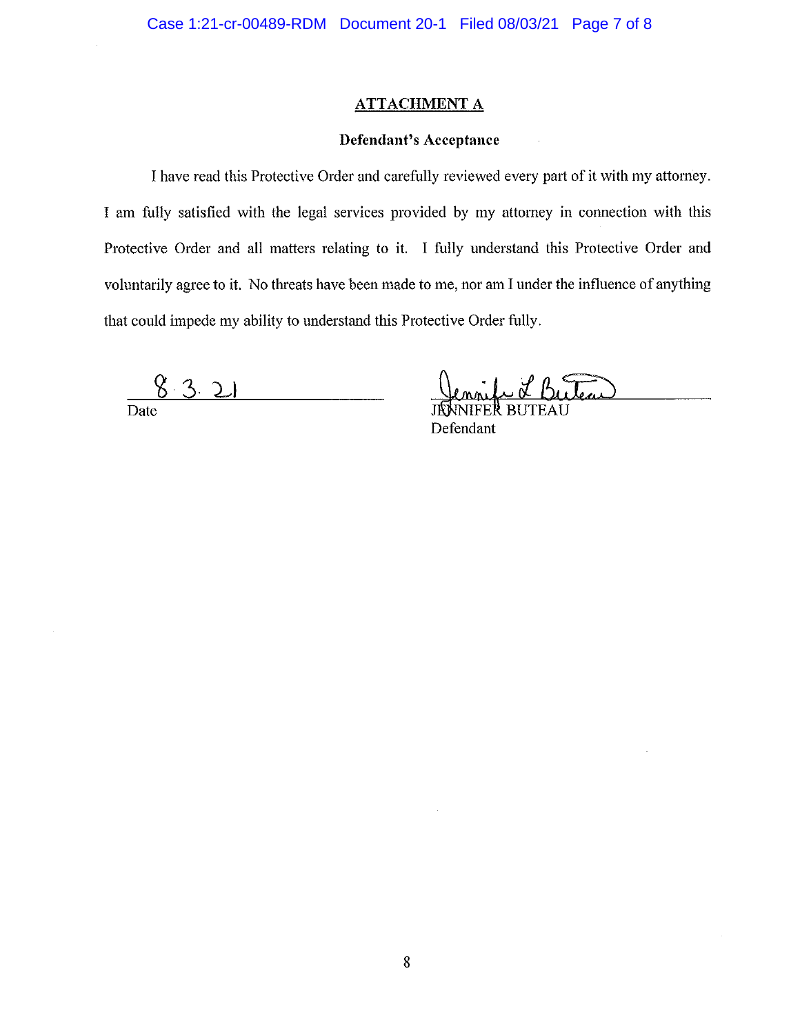## ATTACHMENT A

### Defendant's Acceptance

I have read this Protective Order and carefully reviewed every part of it with my attorney. I am fully satisfied with the legal services provided by my attorney in connection with this Protective Order and all matters relating to it. I fully understand this Protective Order and voluntarily agree to it. No threats have been made to me, nor am I under the influence of anything that could impede my ability to understand this Protective Order fully.

8.3.21
Date

Jennifer L Buteau
JENNIFER BUTEAU
Defendant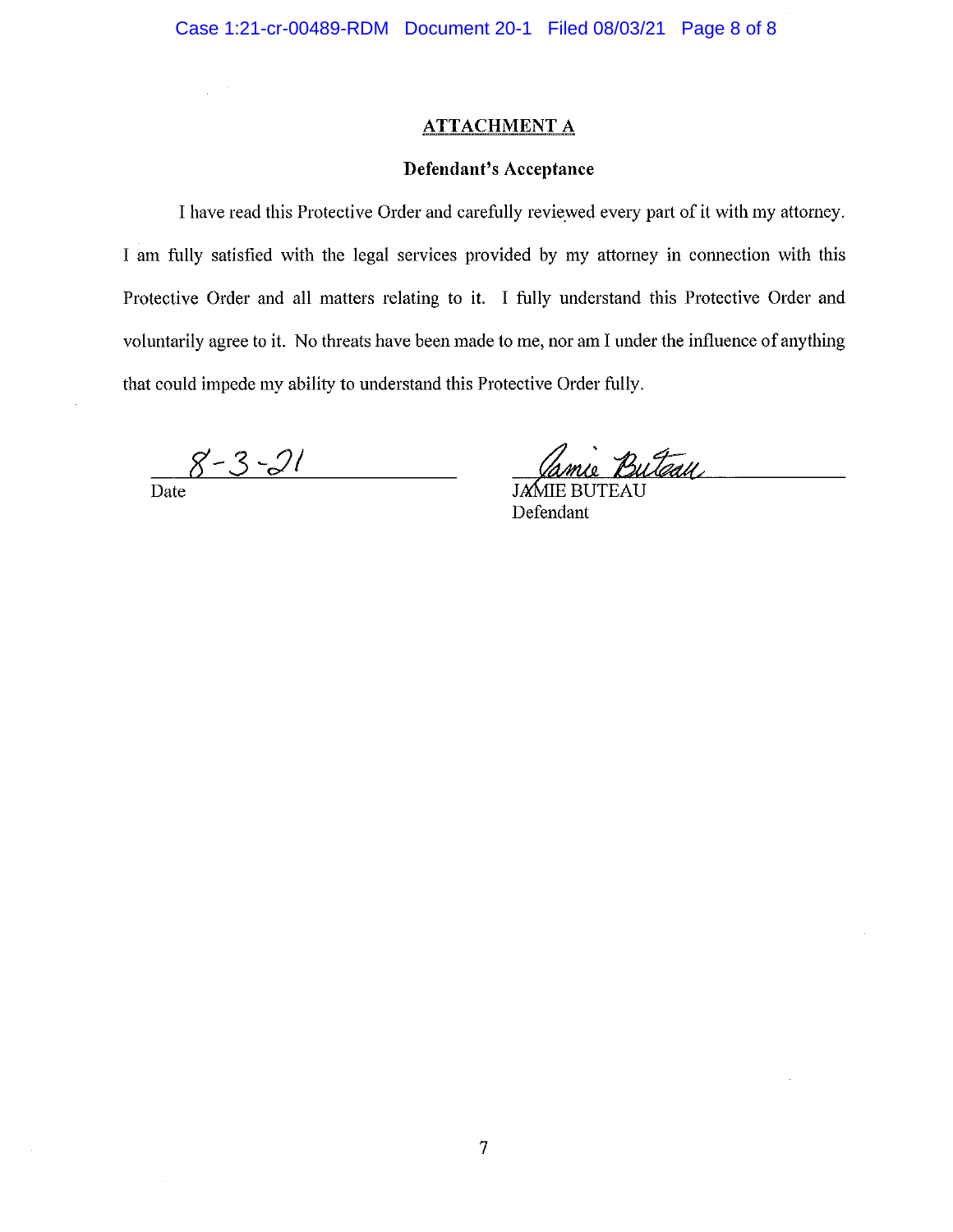## ATTACHMENT A

### Defendant's Acceptance

I have read this Protective Order and carefully reviewed every part of it with my attorney. I am fully satisfied with the legal services provided by my attorney in connection with this Protective Order and all matters relating to it. I fully understand this Protective Order and voluntarily agree to it. No threats have been made to me, nor am I under the influence of anything that could impede my ability to understand this Protective Order fully.

8-3-21
Date

Jamie Buteau
JAMIE BUTEAU
Defendant